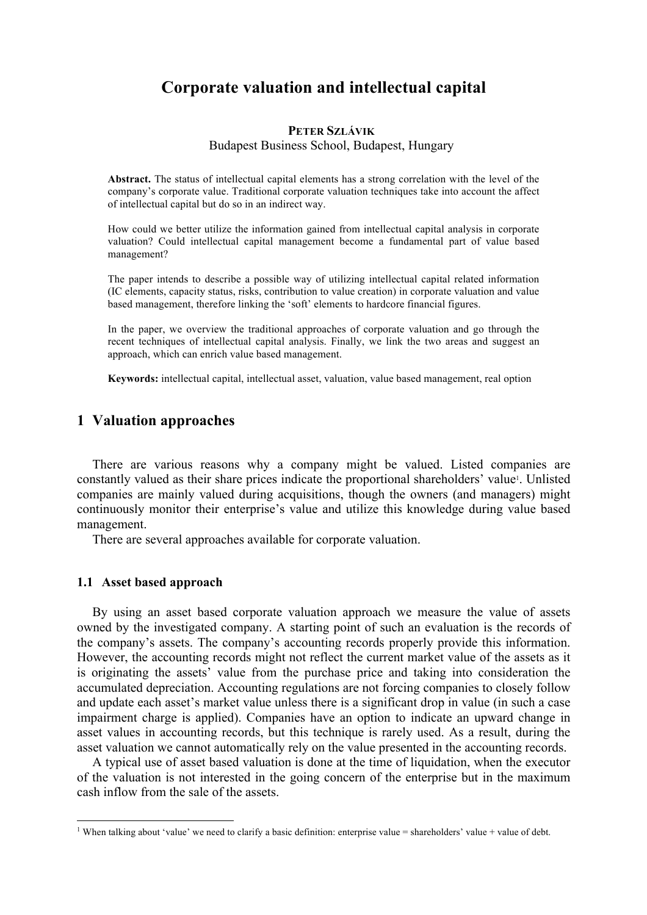# Corporate valuation and intellectual capital

**PETER SZLÁVIK**
Budapest Business School, Budapest, Hungary

**Abstract.** The status of intellectual capital elements has a strong correlation with the level of the company's corporate value. Traditional corporate valuation techniques take into account the affect of intellectual capital but do so in an indirect way.

How could we better utilize the information gained from intellectual capital analysis in corporate valuation? Could intellectual capital management become a fundamental part of value based management?

The paper intends to describe a possible way of utilizing intellectual capital related information (IC elements, capacity status, risks, contribution to value creation) in corporate valuation and value based management, therefore linking the 'soft' elements to hardcore financial figures.

In the paper, we overview the traditional approaches of corporate valuation and go through the recent techniques of intellectual capital analysis. Finally, we link the two areas and suggest an approach, which can enrich value based management.

**Keywords:** intellectual capital, intellectual asset, valuation, value based management, real option

## 1 Valuation approaches

There are various reasons why a company might be valued. Listed companies are constantly valued as their share prices indicate the proportional shareholders' value[1]. Unlisted companies are mainly valued during acquisitions, though the owners (and managers) might continuously monitor their enterprise's value and utilize this knowledge during value based management.

There are several approaches available for corporate valuation.

### 1.1 Asset based approach

By using an asset based corporate valuation approach we measure the value of assets owned by the investigated company. A starting point of such an evaluation is the records of the company's assets. The company's accounting records properly provide this information. However, the accounting records might not reflect the current market value of the assets as it is originating the assets' value from the purchase price and taking into consideration the accumulated depreciation. Accounting regulations are not forcing companies to closely follow and update each asset's market value unless there is a significant drop in value (in such a case impairment charge is applied). Companies have an option to indicate an upward change in asset values in accounting records, but this technique is rarely used. As a result, during the asset valuation we cannot automatically rely on the value presented in the accounting records.

A typical use of asset based valuation is done at the time of liquidation, when the executor of the valuation is not interested in the going concern of the enterprise but in the maximum cash inflow from the sale of the assets.

[1] When talking about 'value' we need to clarify a basic definition: enterprise value = shareholders' value + value of debt.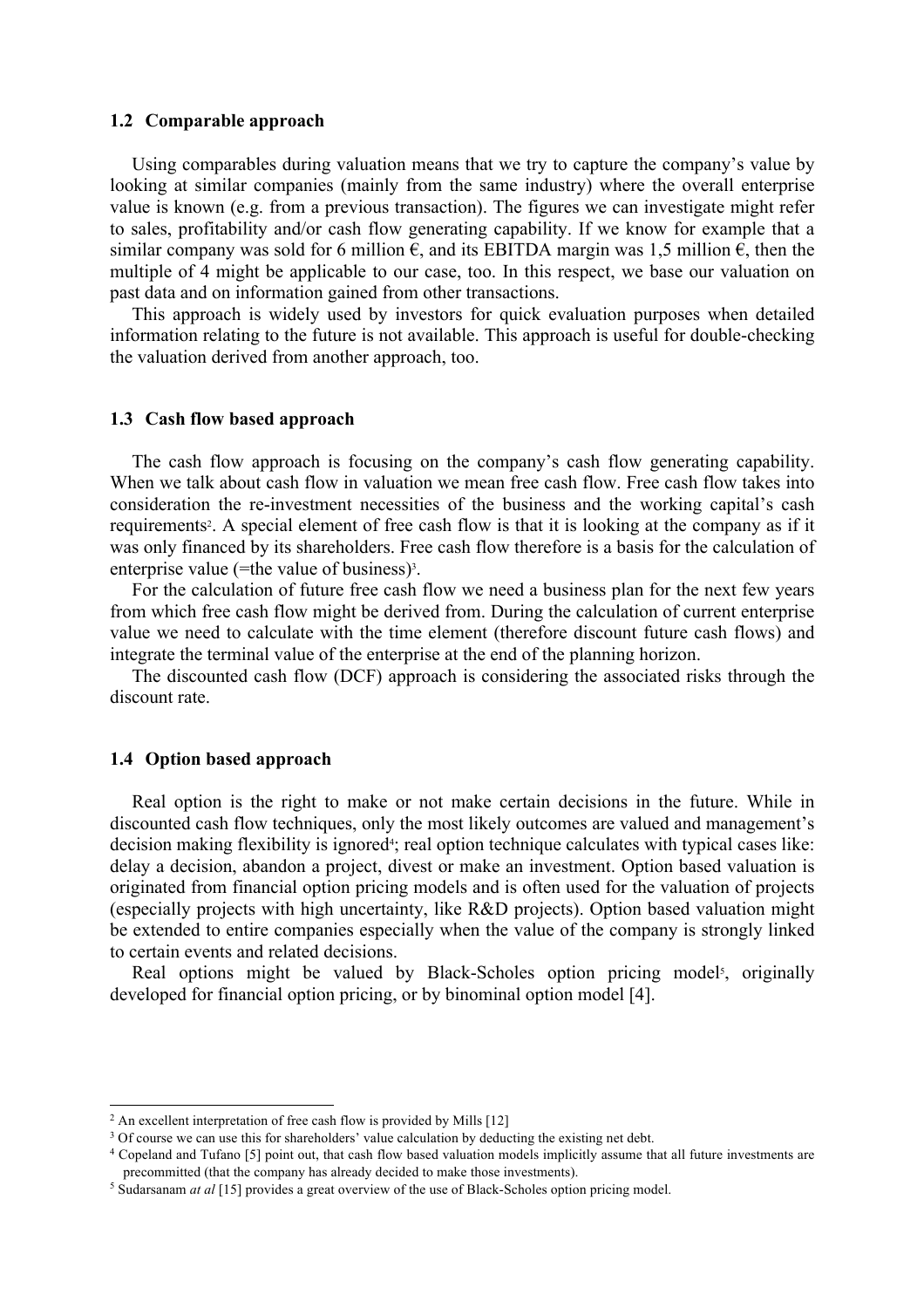### 1.2 Comparable approach

Using comparables during valuation means that we try to capture the company's value by looking at similar companies (mainly from the same industry) where the overall enterprise value is known (e.g. from a previous transaction). The figures we can investigate might refer to sales, profitability and/or cash flow generating capability. If we know for example that a similar company was sold for 6 million €, and its EBITDA margin was 1,5 million €, then the multiple of 4 might be applicable to our case, too. In this respect, we base our valuation on past data and on information gained from other transactions.

This approach is widely used by investors for quick evaluation purposes when detailed information relating to the future is not available. This approach is useful for double-checking the valuation derived from another approach, too.

### 1.3 Cash flow based approach

The cash flow approach is focusing on the company's cash flow generating capability. When we talk about cash flow in valuation we mean free cash flow. Free cash flow takes into consideration the re-investment necessities of the business and the working capital's cash requirements[2]. A special element of free cash flow is that it is looking at the company as if it was only financed by its shareholders. Free cash flow therefore is a basis for the calculation of enterprise value (=the value of business)[3].

For the calculation of future free cash flow we need a business plan for the next few years from which free cash flow might be derived from. During the calculation of current enterprise value we need to calculate with the time element (therefore discount future cash flows) and integrate the terminal value of the enterprise at the end of the planning horizon.

The discounted cash flow (DCF) approach is considering the associated risks through the discount rate.

### 1.4 Option based approach

Real option is the right to make or not make certain decisions in the future. While in discounted cash flow techniques, only the most likely outcomes are valued and management's decision making flexibility is ignored[4]; real option technique calculates with typical cases like: delay a decision, abandon a project, divest or make an investment. Option based valuation is originated from financial option pricing models and is often used for the valuation of projects (especially projects with high uncertainty, like R&D projects). Option based valuation might be extended to entire companies especially when the value of the company is strongly linked to certain events and related decisions.

Real options might be valued by Black-Scholes option pricing model[5], originally developed for financial option pricing, or by binominal option model [4].

---

[2] An excellent interpretation of free cash flow is provided by Mills [12]

[3] Of course we can use this for shareholders' value calculation by deducting the existing net debt.

[4] Copeland and Tufano [5] point out, that cash flow based valuation models implicitly assume that all future investments are precommitted (that the company has already decided to make those investments).

[5] Sudarsanam *at al* [15] provides a great overview of the use of Black-Scholes option pricing model.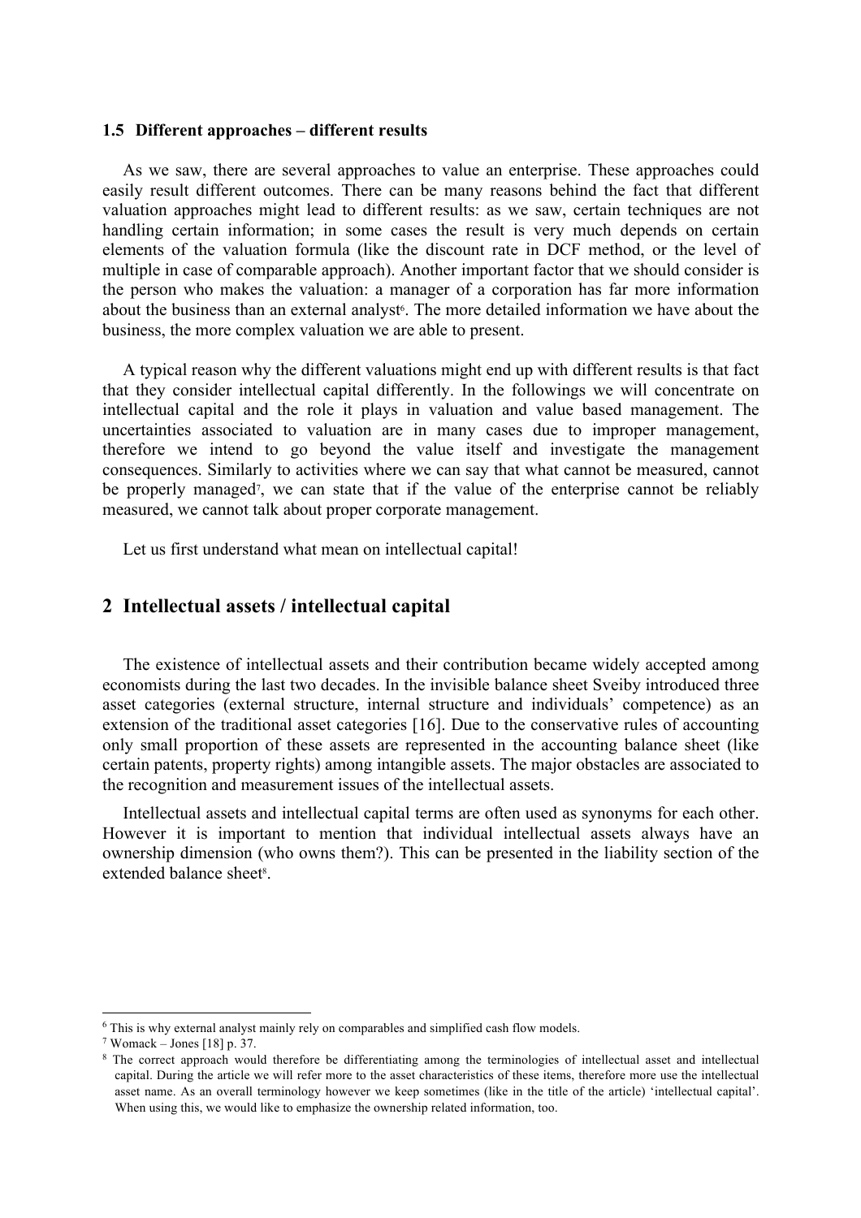### 1.5 Different approaches – different results

As we saw, there are several approaches to value an enterprise. These approaches could easily result different outcomes. There can be many reasons behind the fact that different valuation approaches might lead to different results: as we saw, certain techniques are not handling certain information; in some cases the result is very much depends on certain elements of the valuation formula (like the discount rate in DCF method, or the level of multiple in case of comparable approach). Another important factor that we should consider is the person who makes the valuation: a manager of a corporation has far more information about the business than an external analyst[6]. The more detailed information we have about the business, the more complex valuation we are able to present.

A typical reason why the different valuations might end up with different results is that fact that they consider intellectual capital differently. In the followings we will concentrate on intellectual capital and the role it plays in valuation and value based management. The uncertainties associated to valuation are in many cases due to improper management, therefore we intend to go beyond the value itself and investigate the management consequences. Similarly to activities where we can say that what cannot be measured, cannot be properly managed[7], we can state that if the value of the enterprise cannot be reliably measured, we cannot talk about proper corporate management.

Let us first understand what mean on intellectual capital!

## 2 Intellectual assets / intellectual capital

The existence of intellectual assets and their contribution became widely accepted among economists during the last two decades. In the invisible balance sheet Sveiby introduced three asset categories (external structure, internal structure and individuals' competence) as an extension of the traditional asset categories [16]. Due to the conservative rules of accounting only small proportion of these assets are represented in the accounting balance sheet (like certain patents, property rights) among intangible assets. The major obstacles are associated to the recognition and measurement issues of the intellectual assets.

Intellectual assets and intellectual capital terms are often used as synonyms for each other. However it is important to mention that individual intellectual assets always have an ownership dimension (who owns them?). This can be presented in the liability section of the extended balance sheet[8].

---

[6] This is why external analyst mainly rely on comparables and simplified cash flow models.

[7] Womack – Jones [18] p. 37.

[8] The correct approach would therefore be differentiating among the terminologies of intellectual asset and intellectual capital. During the article we will refer more to the asset characteristics of these items, therefore more use the intellectual asset name. As an overall terminology however we keep sometimes (like in the title of the article) 'intellectual capital'. When using this, we would like to emphasize the ownership related information, too.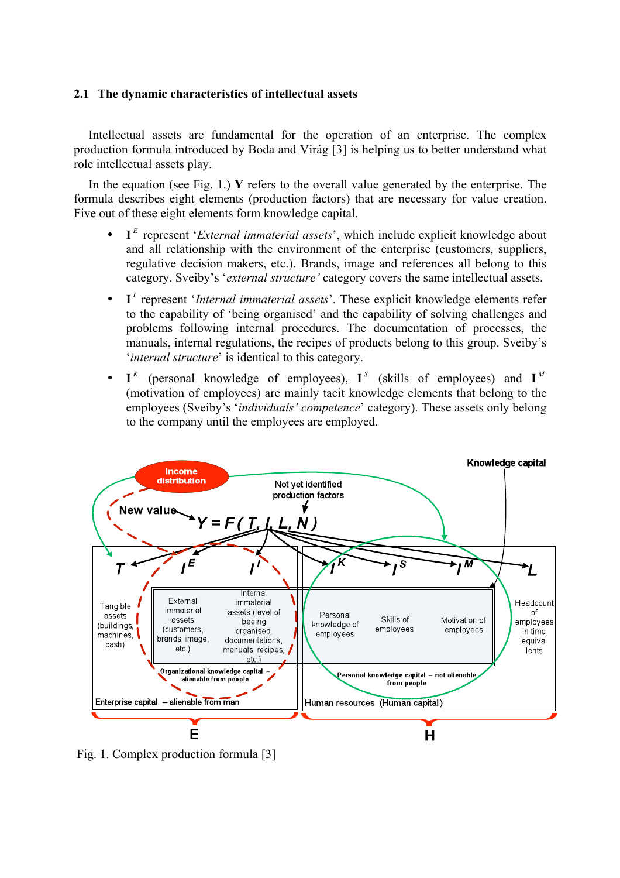## 2.1 The dynamic characteristics of intellectual assets

Intellectual assets are fundamental for the operation of an enterprise. The complex production formula introduced by Boda and Virág [3] is helping us to better understand what role intellectual assets play.

In the equation (see Fig. 1.) **Y** refers to the overall value generated by the enterprise. The formula describes eight elements (production factors) that are necessary for value creation. Five out of these eight elements form knowledge capital.

- $\mathbf{I}^E$ represent '*External immaterial assets*', which include explicit knowledge about and all relationship with the environment of the enterprise (customers, suppliers, regulative decision makers, etc.). Brands, image and references all belong to this category. Sveiby's '*external structure'* category covers the same intellectual assets.
- $\mathbf{I}^I$ represent '*Internal immaterial assets*'. These explicit knowledge elements refer to the capability of 'being organised' and the capability of solving challenges and problems following internal procedures. The documentation of processes, the manuals, internal regulations, the recipes of products belong to this group. Sveiby's '*internal structure*' is identical to this category.
- $\mathbf{I}^K$ (personal knowledge of employees), $\mathbf{I}^S$ (skills of employees) and $\mathbf{I}^M$ (motivation of employees) are mainly tacit knowledge elements that belong to the employees (Sveiby's '*individuals' competence*' category). These assets only belong to the company until the employees are employed.

Fig. 1. Complex production formula [3]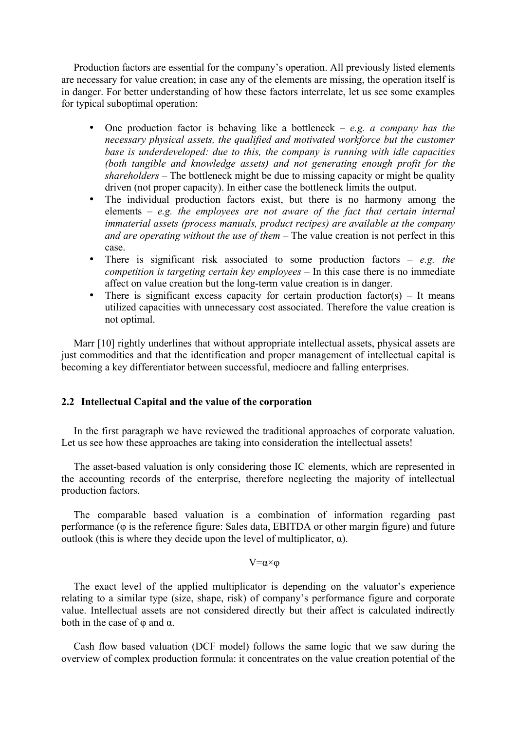Production factors are essential for the company's operation. All previously listed elements are necessary for value creation; in case any of the elements are missing, the operation itself is in danger. For better understanding of how these factors interrelate, let us see some examples for typical suboptimal operation:

- One production factor is behaving like a bottleneck – *e.g. a company has the necessary physical assets, the qualified and motivated workforce but the customer base is underdeveloped: due to this, the company is running with idle capacities (both tangible and knowledge assets) and not generating enough profit for the shareholders* – The bottleneck might be due to missing capacity or might be quality driven (not proper capacity). In either case the bottleneck limits the output.
- The individual production factors exist, but there is no harmony among the elements – *e.g. the employees are not aware of the fact that certain internal immaterial assets (process manuals, product recipes) are available at the company and are operating without the use of them* – The value creation is not perfect in this case.
- There is significant risk associated to some production factors – *e.g. the competition is targeting certain key employees* – In this case there is no immediate affect on value creation but the long-term value creation is in danger.
- There is significant excess capacity for certain production factor(s) – It means utilized capacities with unnecessary cost associated. Therefore the value creation is not optimal.

Marr [10] rightly underlines that without appropriate intellectual assets, physical assets are just commodities and that the identification and proper management of intellectual capital is becoming a key differentiator between successful, mediocre and falling enterprises.

### 2.2 Intellectual Capital and the value of the corporation

In the first paragraph we have reviewed the traditional approaches of corporate valuation. Let us see how these approaches are taking into consideration the intellectual assets!

The asset-based valuation is only considering those IC elements, which are represented in the accounting records of the enterprise, therefore neglecting the majority of intellectual production factors.

The comparable based valuation is a combination of information regarding past performance ($\varphi$ is the reference figure: Sales data, EBITDA or other margin figure) and future outlook (this is where they decide upon the level of multiplicator, $\alpha$).

$$V=\alpha\times\varphi$$

The exact level of the applied multiplicator is depending on the valuator's experience relating to a similar type (size, shape, risk) of company's performance figure and corporate value. Intellectual assets are not considered directly but their affect is calculated indirectly both in the case of $\varphi$ and $\alpha$.

Cash flow based valuation (DCF model) follows the same logic that we saw during the overview of complex production formula: it concentrates on the value creation potential of the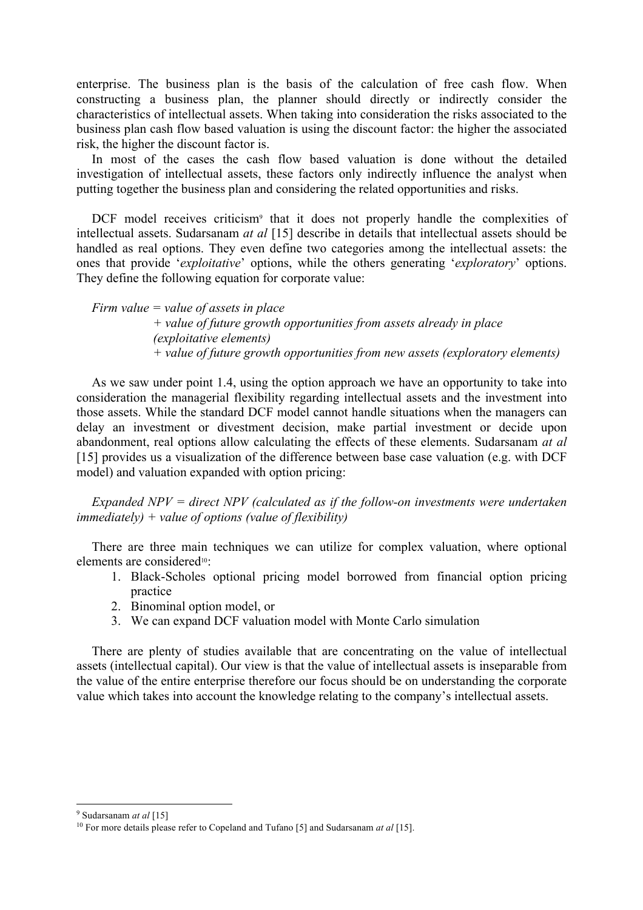enterprise. The business plan is the basis of the calculation of free cash flow. When constructing a business plan, the planner should directly or indirectly consider the characteristics of intellectual assets. When taking into consideration the risks associated to the business plan cash flow based valuation is using the discount factor: the higher the associated risk, the higher the discount factor is.

In most of the cases the cash flow based valuation is done without the detailed investigation of intellectual assets, these factors only indirectly influence the analyst when putting together the business plan and considering the related opportunities and risks.

DCF model receives criticism[9] that it does not properly handle the complexities of intellectual assets. Sudarsanam *at al* [15] describe in details that intellectual assets should be handled as real options. They even define two categories among the intellectual assets: the ones that provide '*exploitative*' options, while the others generating '*exploratory*' options. They define the following equation for corporate value:

*Firm value = value of assets in place*
*+ value of future growth opportunities from assets already in place (exploitative elements)*
*+ value of future growth opportunities from new assets (exploratory elements)*

As we saw under point 1.4, using the option approach we have an opportunity to take into consideration the managerial flexibility regarding intellectual assets and the investment into those assets. While the standard DCF model cannot handle situations when the managers can delay an investment or divestment decision, make partial investment or decide upon abandonment, real options allow calculating the effects of these elements. Sudarsanam *at al* [15] provides us a visualization of the difference between base case valuation (e.g. with DCF model) and valuation expanded with option pricing:

*Expanded NPV = direct NPV (calculated as if the follow-on investments were undertaken immediately) + value of options (value of flexibility)*

There are three main techniques we can utilize for complex valuation, where optional elements are considered[10]:

1. Black-Scholes optional pricing model borrowed from financial option pricing practice
2. Binominal option model, or
3. We can expand DCF valuation model with Monte Carlo simulation

There are plenty of studies available that are concentrating on the value of intellectual assets (intellectual capital). Our view is that the value of intellectual assets is inseparable from the value of the entire enterprise therefore our focus should be on understanding the corporate value which takes into account the knowledge relating to the company's intellectual assets.

---

[9] Sudarsanam *at al* [15]

[10] For more details please refer to Copeland and Tufano [5] and Sudarsanam *at al* [15].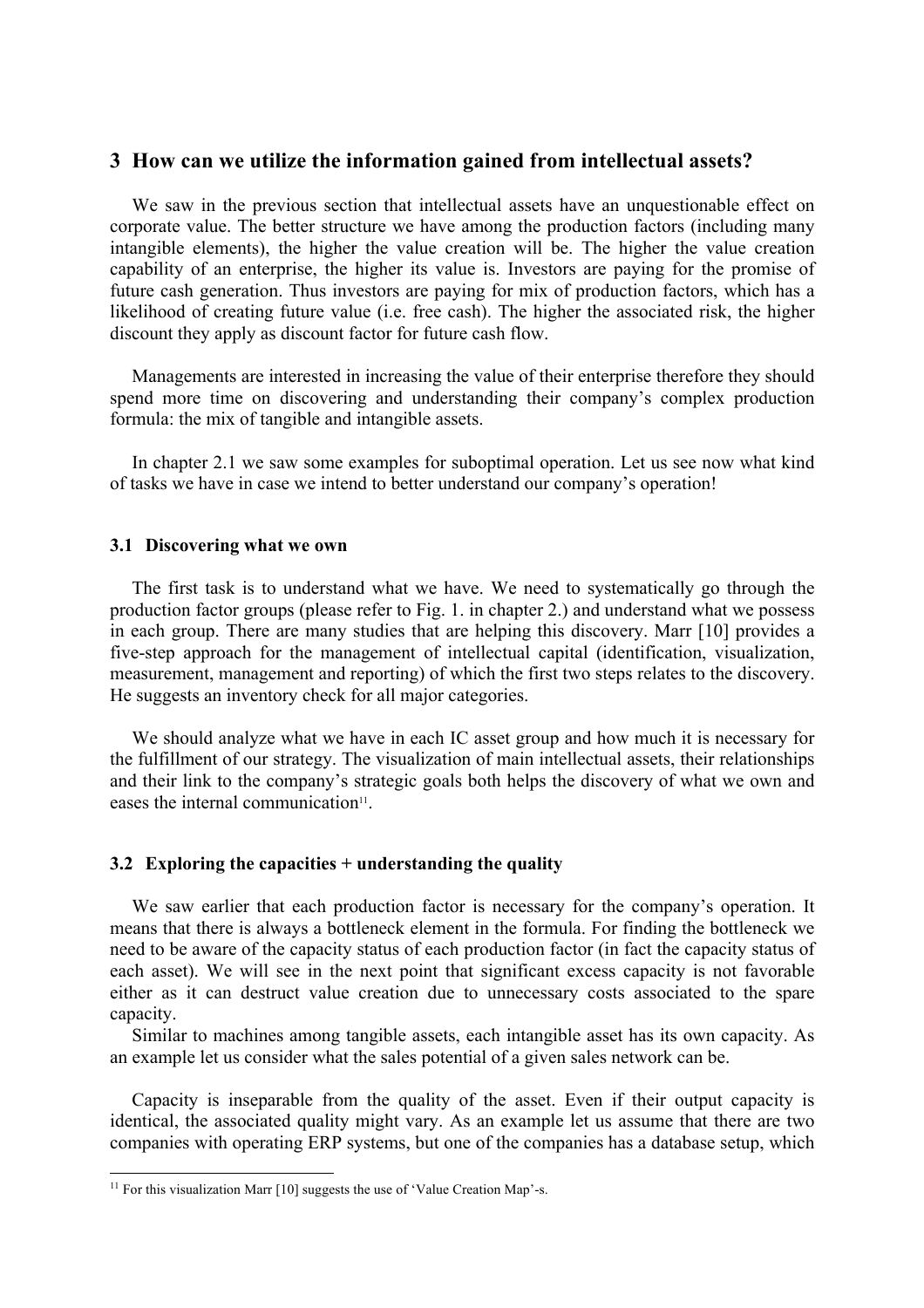## 3 How can we utilize the information gained from intellectual assets?

We saw in the previous section that intellectual assets have an unquestionable effect on corporate value. The better structure we have among the production factors (including many intangible elements), the higher the value creation will be. The higher the value creation capability of an enterprise, the higher its value is. Investors are paying for the promise of future cash generation. Thus investors are paying for mix of production factors, which has a likelihood of creating future value (i.e. free cash). The higher the associated risk, the higher discount they apply as discount factor for future cash flow.

Managements are interested in increasing the value of their enterprise therefore they should spend more time on discovering and understanding their company's complex production formula: the mix of tangible and intangible assets.

In chapter 2.1 we saw some examples for suboptimal operation. Let us see now what kind of tasks we have in case we intend to better understand our company's operation!

### 3.1 Discovering what we own

The first task is to understand what we have. We need to systematically go through the production factor groups (please refer to Fig. 1. in chapter 2.) and understand what we possess in each group. There are many studies that are helping this discovery. Marr [10] provides a five-step approach for the management of intellectual capital (identification, visualization, measurement, management and reporting) of which the first two steps relates to the discovery. He suggests an inventory check for all major categories.

We should analyze what we have in each IC asset group and how much it is necessary for the fulfillment of our strategy. The visualization of main intellectual assets, their relationships and their link to the company's strategic goals both helps the discovery of what we own and eases the internal communication[11].

### 3.2 Exploring the capacities + understanding the quality

We saw earlier that each production factor is necessary for the company's operation. It means that there is always a bottleneck element in the formula. For finding the bottleneck we need to be aware of the capacity status of each production factor (in fact the capacity status of each asset). We will see in the next point that significant excess capacity is not favorable either as it can destruct value creation due to unnecessary costs associated to the spare capacity.

Similar to machines among tangible assets, each intangible asset has its own capacity. As an example let us consider what the sales potential of a given sales network can be.

Capacity is inseparable from the quality of the asset. Even if their output capacity is identical, the associated quality might vary. As an example let us assume that there are two companies with operating ERP systems, but one of the companies has a database setup, which

[11] For this visualization Marr [10] suggests the use of 'Value Creation Map'-s.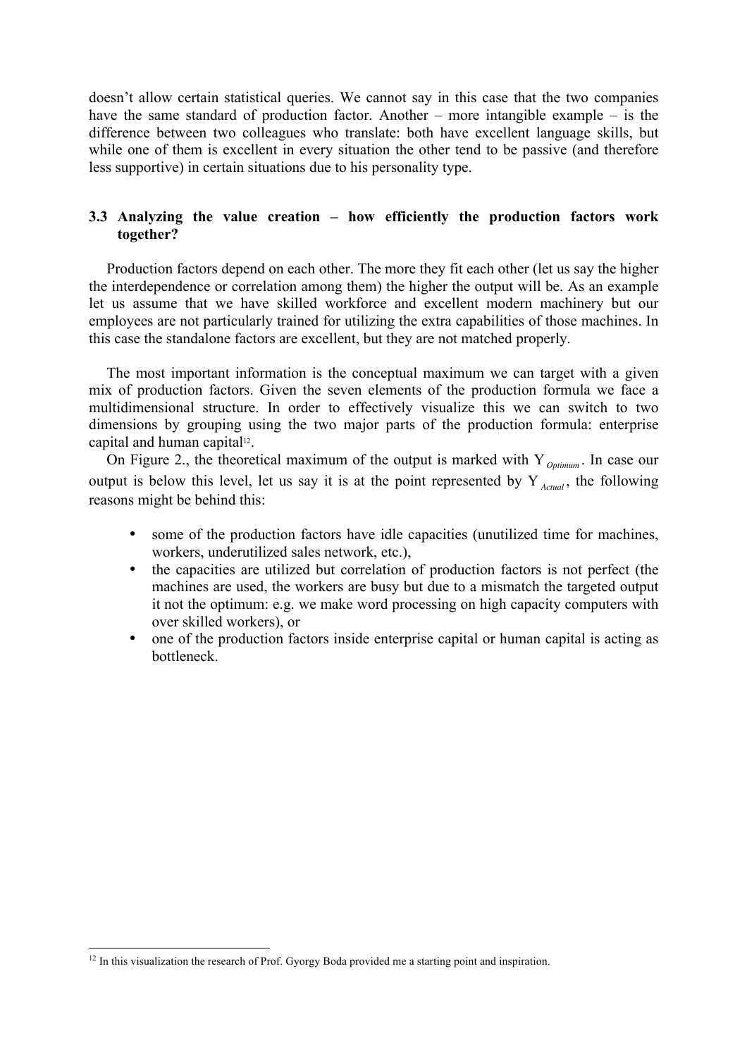doesn't allow certain statistical queries. We cannot say in this case that the two companies have the same standard of production factor. Another – more intangible example – is the difference between two colleagues who translate: both have excellent language skills, but while one of them is excellent in every situation the other tend to be passive (and therefore less supportive) in certain situations due to his personality type.

### 3.3 Analyzing the value creation – how efficiently the production factors work together?

Production factors depend on each other. The more they fit each other (let us say the higher the interdependence or correlation among them) the higher the output will be. As an example let us assume that we have skilled workforce and excellent modern machinery but our employees are not particularly trained for utilizing the extra capabilities of those machines. In this case the standalone factors are excellent, but they are not matched properly.

The most important information is the conceptual maximum we can target with a given mix of production factors. Given the seven elements of the production formula we face a multidimensional structure. In order to effectively visualize this we can switch to two dimensions by grouping using the two major parts of the production formula: enterprise capital and human capital[12].

On Figure 2., the theoretical maximum of the output is marked with $Y_{Optimum}$. In case our output is below this level, let us say it is at the point represented by $Y_{Actual}$, the following reasons might be behind this:

- some of the production factors have idle capacities (unutilized time for machines, workers, underutilized sales network, etc.),
- the capacities are utilized but correlation of production factors is not perfect (the machines are used, the workers are busy but due to a mismatch the targeted output it not the optimum: e.g. we make word processing on high capacity computers with over skilled workers), or
- one of the production factors inside enterprise capital or human capital is acting as bottleneck.

[12] In this visualization the research of Prof. Gyorgy Boda provided me a starting point and inspiration.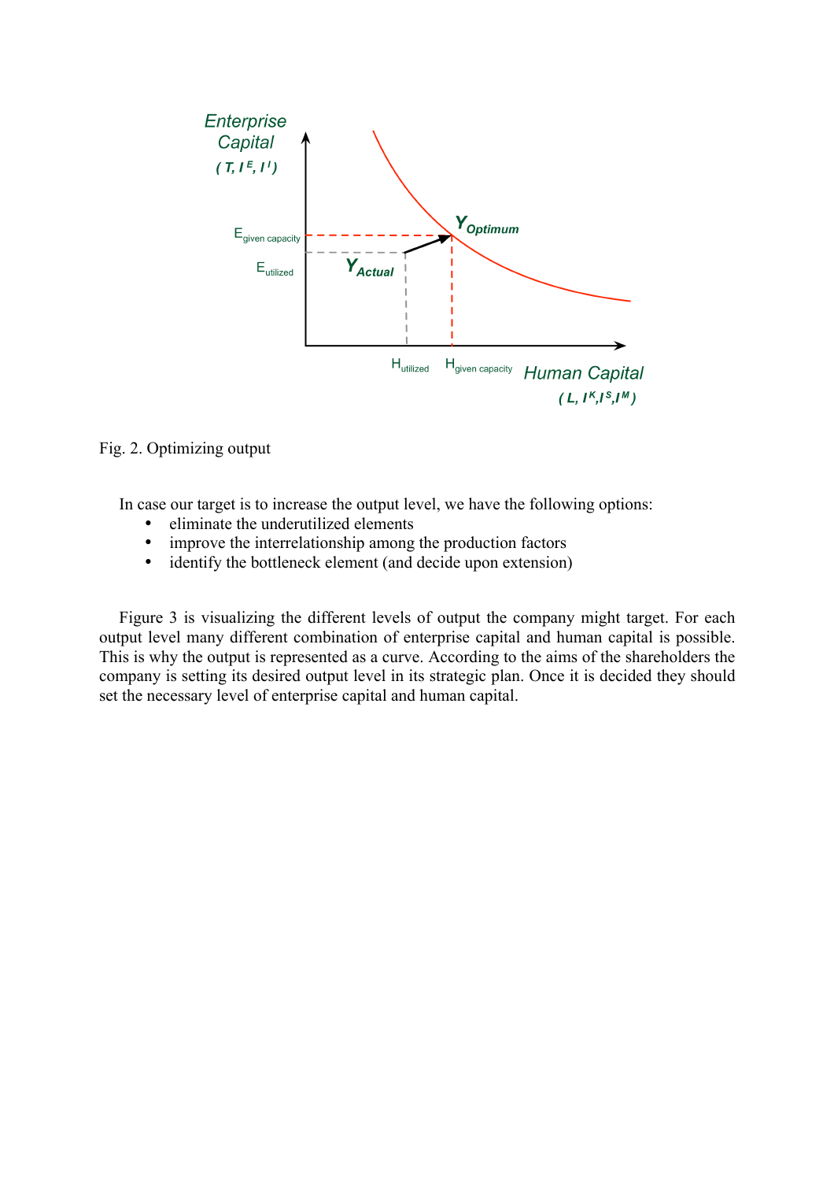Fig. 2. Optimizing output

In case our target is to increase the output level, we have the following options:

- eliminate the underutilized elements
- improve the interrelationship among the production factors
- identify the bottleneck element (and decide upon extension)

Figure 3 is visualizing the different levels of output the company might target. For each output level many different combination of enterprise capital and human capital is possible. This is why the output is represented as a curve. According to the aims of the shareholders the company is setting its desired output level in its strategic plan. Once it is decided they should set the necessary level of enterprise capital and human capital.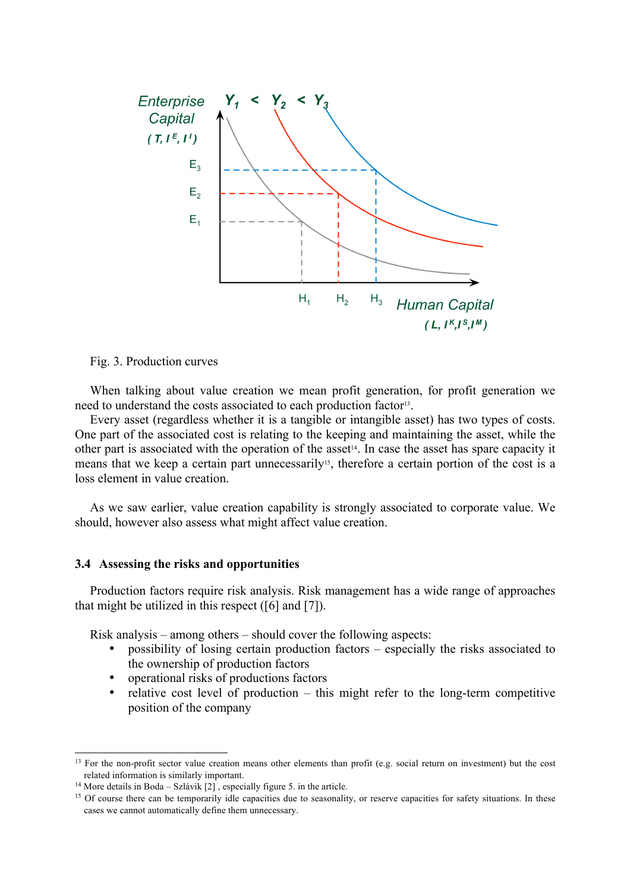Fig. 3. Production curves

When talking about value creation we mean profit generation, for profit generation we need to understand the costs associated to each production factor[13].

Every asset (regardless whether it is a tangible or intangible asset) has two types of costs. One part of the associated cost is relating to the keeping and maintaining the asset, while the other part is associated with the operation of the asset[14]. In case the asset has spare capacity it means that we keep a certain part unnecessarily[15], therefore a certain portion of the cost is a loss element in value creation.

As we saw earlier, value creation capability is strongly associated to corporate value. We should, however also assess what might affect value creation.

### 3.4 Assessing the risks and opportunities

Production factors require risk analysis. Risk management has a wide range of approaches that might be utilized in this respect ([6] and [7]).

Risk analysis – among others – should cover the following aspects:

- possibility of losing certain production factors – especially the risks associated to the ownership of production factors
- operational risks of productions factors
- relative cost level of production – this might refer to the long-term competitive position of the company

---

[13] For the non-profit sector value creation means other elements than profit (e.g. social return on investment) but the cost related information is similarly important.

[14] More details in Boda – Szlávik [2] , especially figure 5. in the article.

[15] Of course there can be temporarily idle capacities due to seasonality, or reserve capacities for safety situations. In these cases we cannot automatically define them unnecessary.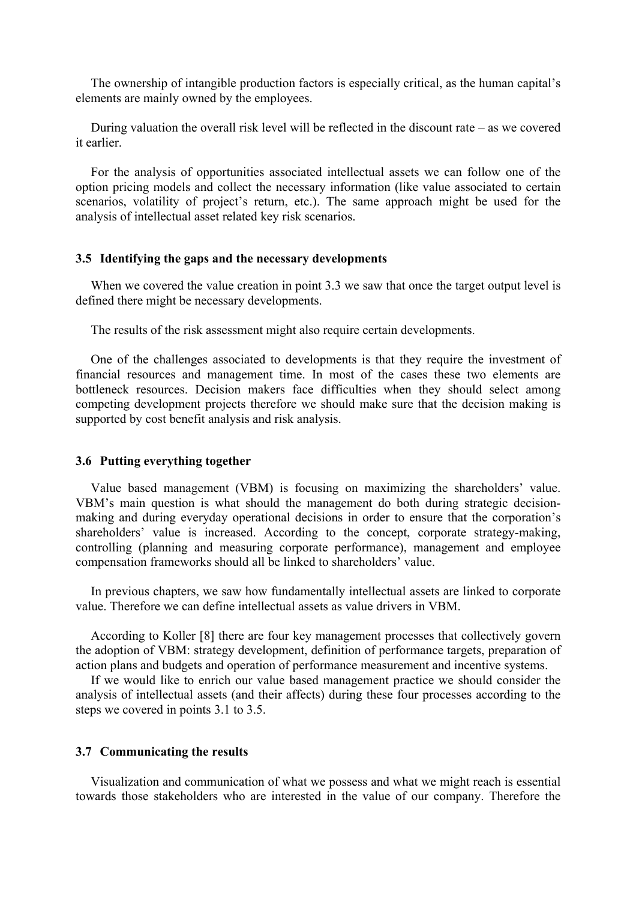The ownership of intangible production factors is especially critical, as the human capital's elements are mainly owned by the employees.

During valuation the overall risk level will be reflected in the discount rate – as we covered it earlier.

For the analysis of opportunities associated intellectual assets we can follow one of the option pricing models and collect the necessary information (like value associated to certain scenarios, volatility of project's return, etc.). The same approach might be used for the analysis of intellectual asset related key risk scenarios.

### 3.5 Identifying the gaps and the necessary developments

When we covered the value creation in point 3.3 we saw that once the target output level is defined there might be necessary developments.

The results of the risk assessment might also require certain developments.

One of the challenges associated to developments is that they require the investment of financial resources and management time. In most of the cases these two elements are bottleneck resources. Decision makers face difficulties when they should select among competing development projects therefore we should make sure that the decision making is supported by cost benefit analysis and risk analysis.

### 3.6 Putting everything together

Value based management (VBM) is focusing on maximizing the shareholders' value. VBM's main question is what should the management do both during strategic decision-making and during everyday operational decisions in order to ensure that the corporation's shareholders' value is increased. According to the concept, corporate strategy-making, controlling (planning and measuring corporate performance), management and employee compensation frameworks should all be linked to shareholders' value.

In previous chapters, we saw how fundamentally intellectual assets are linked to corporate value. Therefore we can define intellectual assets as value drivers in VBM.

According to Koller [8] there are four key management processes that collectively govern the adoption of VBM: strategy development, definition of performance targets, preparation of action plans and budgets and operation of performance measurement and incentive systems.

If we would like to enrich our value based management practice we should consider the analysis of intellectual assets (and their affects) during these four processes according to the steps we covered in points 3.1 to 3.5.

### 3.7 Communicating the results

Visualization and communication of what we possess and what we might reach is essential towards those stakeholders who are interested in the value of our company. Therefore the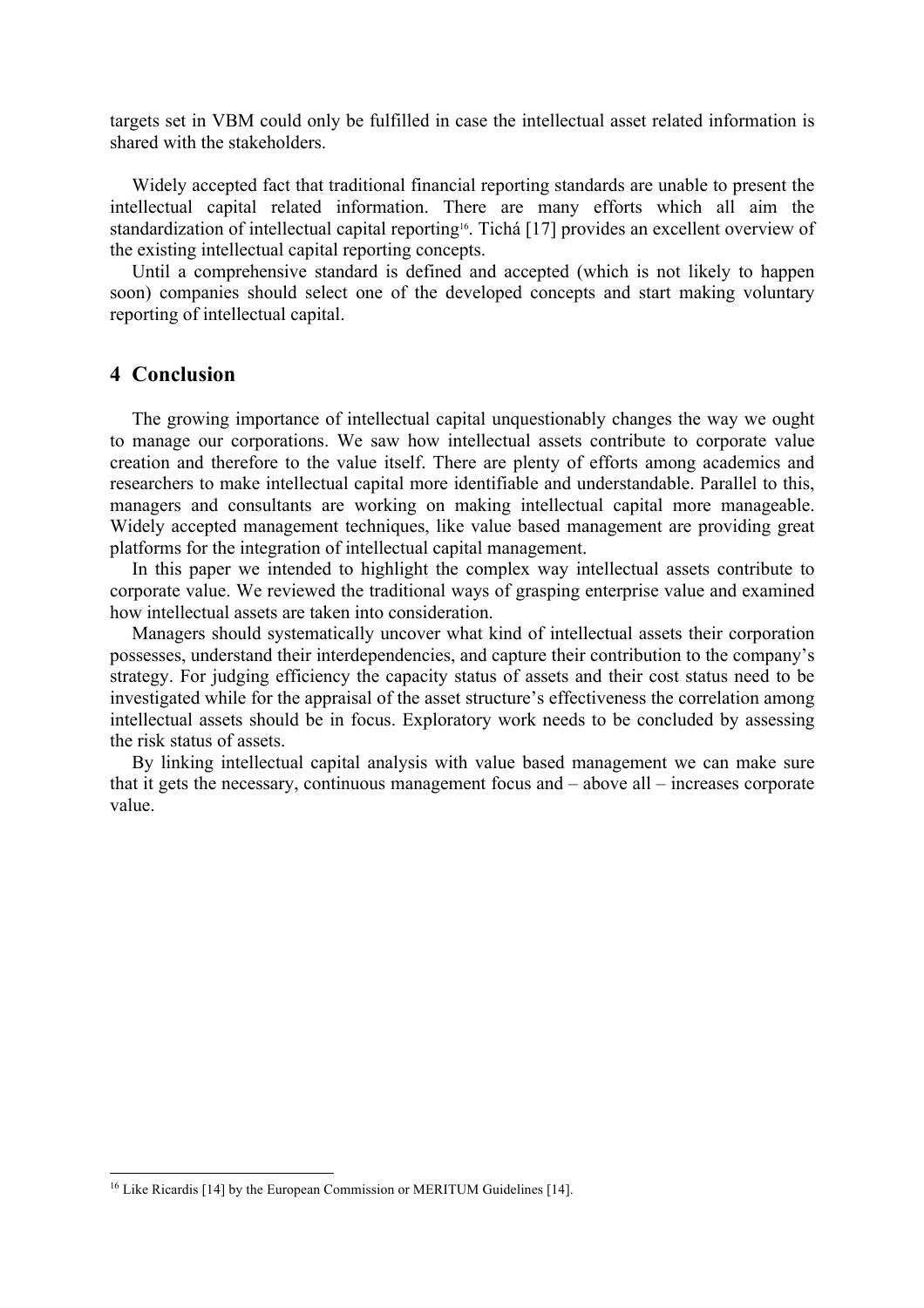targets set in VBM could only be fulfilled in case the intellectual asset related information is shared with the stakeholders.

Widely accepted fact that traditional financial reporting standards are unable to present the intellectual capital related information. There are many efforts which all aim the standardization of intellectual capital reporting[16]. Tichá [17] provides an excellent overview of the existing intellectual capital reporting concepts.

Until a comprehensive standard is defined and accepted (which is not likely to happen soon) companies should select one of the developed concepts and start making voluntary reporting of intellectual capital.

## 4 Conclusion

The growing importance of intellectual capital unquestionably changes the way we ought to manage our corporations. We saw how intellectual assets contribute to corporate value creation and therefore to the value itself. There are plenty of efforts among academics and researchers to make intellectual capital more identifiable and understandable. Parallel to this, managers and consultants are working on making intellectual capital more manageable. Widely accepted management techniques, like value based management are providing great platforms for the integration of intellectual capital management.

In this paper we intended to highlight the complex way intellectual assets contribute to corporate value. We reviewed the traditional ways of grasping enterprise value and examined how intellectual assets are taken into consideration.

Managers should systematically uncover what kind of intellectual assets their corporation possesses, understand their interdependencies, and capture their contribution to the company's strategy. For judging efficiency the capacity status of assets and their cost status need to be investigated while for the appraisal of the asset structure's effectiveness the correlation among intellectual assets should be in focus. Exploratory work needs to be concluded by assessing the risk status of assets.

By linking intellectual capital analysis with value based management we can make sure that it gets the necessary, continuous management focus and – above all – increases corporate value.

---

[16] Like Ricardis [14] by the European Commission or MERITUM Guidelines [14].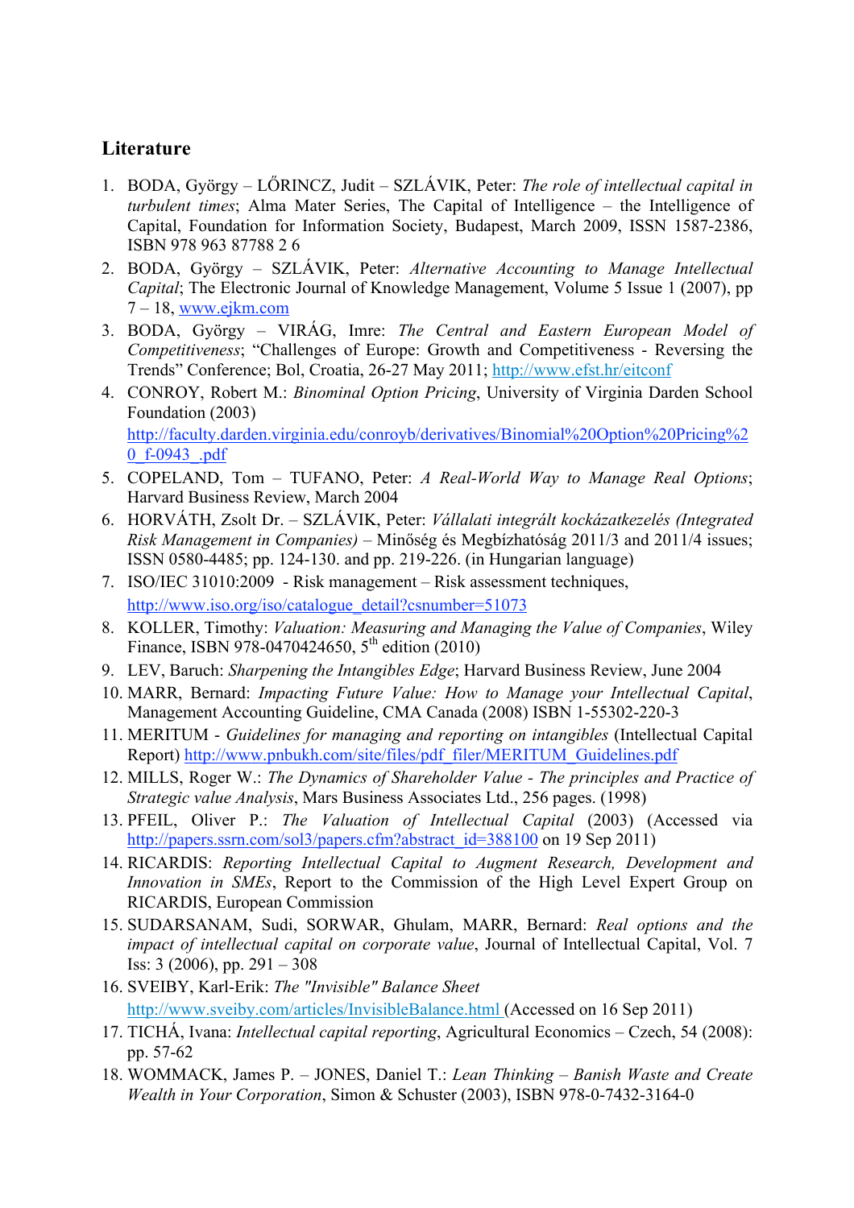## Literature

1. BODA, György – LŐRINCZ, Judit – SZLÁVIK, Peter: *The role of intellectual capital in turbulent times*; Alma Mater Series, The Capital of Intelligence – the Intelligence of Capital, Foundation for Information Society, Budapest, March 2009, ISSN 1587-2386, ISBN 978 963 87788 2 6
2. BODA, György – SZLÁVIK, Peter: *Alternative Accounting to Manage Intellectual Capital*; The Electronic Journal of Knowledge Management, Volume 5 Issue 1 (2007), pp 7 – 18, www.ejkm.com
3. BODA, György – VIRÁG, Imre: *The Central and Eastern European Model of Competitiveness*; "Challenges of Europe: Growth and Competitiveness - Reversing the Trends" Conference; Bol, Croatia, 26-27 May 2011; http://www.efst.hr/eitconf
4. CONROY, Robert M.: *Binominal Option Pricing*, University of Virginia Darden School Foundation (2003) http://faculty.darden.virginia.edu/conroyb/derivatives/Binomial%20Option%20Pricing%20_f-0943_.pdf
5. COPELAND, Tom – TUFANO, Peter: *A Real-World Way to Manage Real Options*; Harvard Business Review, March 2004
6. HORVÁTH, Zsolt Dr. – SZLÁVIK, Peter: *Vállalati integrált kockázatkezelés (Integrated Risk Management in Companies)* – Minőség és Megbízhatóság 2011/3 and 2011/4 issues; ISSN 0580-4485; pp. 124-130. and pp. 219-226. (in Hungarian language)
7. ISO/IEC 31010:2009 - Risk management – Risk assessment techniques, http://www.iso.org/iso/catalogue_detail?csnumber=51073
8. KOLLER, Timothy: *Valuation: Measuring and Managing the Value of Companies*, Wiley Finance, ISBN 978-0470424650, 5th edition (2010)
9. LEV, Baruch: *Sharpening the Intangibles Edge*; Harvard Business Review, June 2004
10. MARR, Bernard: *Impacting Future Value: How to Manage your Intellectual Capital*, Management Accounting Guideline, CMA Canada (2008) ISBN 1-55302-220-3
11. MERITUM - *Guidelines for managing and reporting on intangibles* (Intellectual Capital Report) http://www.pnbukh.com/site/files/pdf_filer/MERITUM_Guidelines.pdf
12. MILLS, Roger W.: *The Dynamics of Shareholder Value - The principles and Practice of Strategic value Analysis*, Mars Business Associates Ltd., 256 pages. (1998)
13. PFEIL, Oliver P.: *The Valuation of Intellectual Capital* (2003) (Accessed via http://papers.ssrn.com/sol3/papers.cfm?abstract_id=388100 on 19 Sep 2011)
14. RICARDIS: *Reporting Intellectual Capital to Augment Research, Development and Innovation in SMEs*, Report to the Commission of the High Level Expert Group on RICARDIS, European Commission
15. SUDARSANAM, Sudi, SORWAR, Ghulam, MARR, Bernard: *Real options and the impact of intellectual capital on corporate value*, Journal of Intellectual Capital, Vol. 7 Iss: 3 (2006), pp. 291 – 308
16. SVEIBY, Karl-Erik: *The "Invisible" Balance Sheet* http://www.sveiby.com/articles/InvisibleBalance.html (Accessed on 16 Sep 2011)
17. TICHÁ, Ivana: *Intellectual capital reporting*, Agricultural Economics – Czech, 54 (2008): pp. 57-62
18. WOMMACK, James P. – JONES, Daniel T.: *Lean Thinking – Banish Waste and Create Wealth in Your Corporation*, Simon & Schuster (2003), ISBN 978-0-7432-3164-0